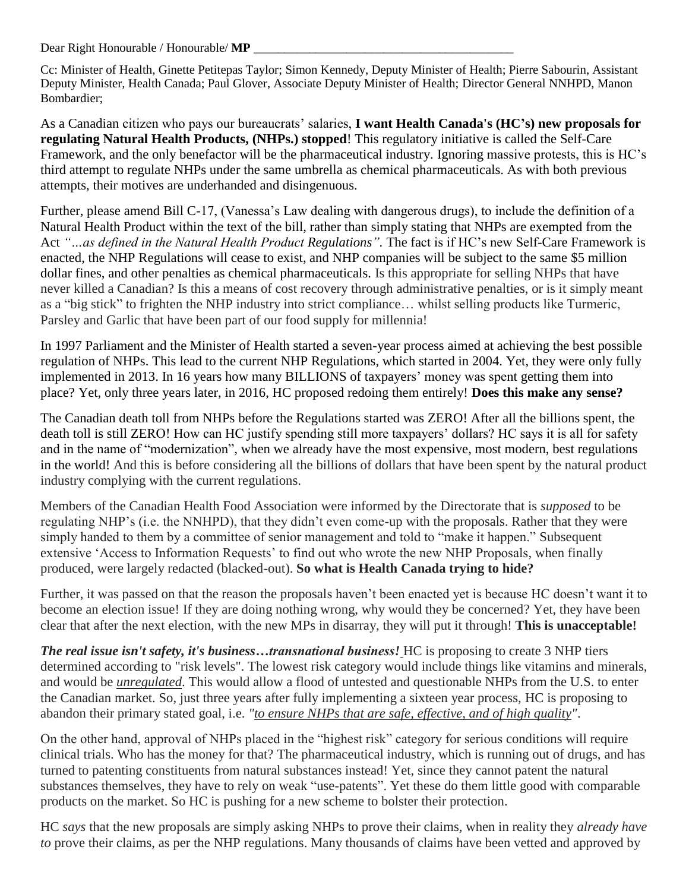Dear Right Honourable / Honourable/ **MP** ___________________________________________

Cc: Minister of Health, Ginette Petitepas Taylor; Simon Kennedy, Deputy Minister of Health; Pierre Sabourin, Assistant Deputy Minister, Health Canada; Paul Glover, Associate Deputy Minister of Health; Director General NNHPD, Manon Bombardier;

As a Canadian citizen who pays our bureaucrats' salaries, **I want Health Canada's (HC's) new proposals for regulating Natural Health Products, (NHPs.) stopped**! This regulatory initiative is called the Self-Care Framework, and the only benefactor will be the pharmaceutical industry. Ignoring massive protests, this is HC's third attempt to regulate NHPs under the same umbrella as chemical pharmaceuticals. As with both previous attempts, their motives are underhanded and disingenuous.

Further, please amend Bill C-17, (Vanessa's Law dealing with dangerous drugs), to include the definition of a Natural Health Product within the text of the bill, rather than simply stating that NHPs are exempted from the Act *"…as defined in the Natural Health Product Regulations"*. The fact is if HC's new Self-Care Framework is enacted, the NHP Regulations will cease to exist, and NHP companies will be subject to the same $5 million dollar fines, and other penalties as chemical pharmaceuticals. Is this appropriate for selling NHPs that have never killed a Canadian? Is this a means of cost recovery through administrative penalties, or is it simply meant as a "big stick" to frighten the NHP industry into strict compliance… whilst selling products like Turmeric, Parsley and Garlic that have been part of our food supply for millennia!

In 1997 Parliament and the Minister of Health started a seven-year process aimed at achieving the best possible regulation of NHPs. This lead to the current NHP Regulations, which started in 2004. Yet, they were only fully implemented in 2013. In 16 years how many BILLIONS of taxpayers' money was spent getting them into place? Yet, only three years later, in 2016, HC proposed redoing them entirely! **Does this make any sense?**

The Canadian death toll from NHPs before the Regulations started was ZERO! After all the billions spent, the death toll is still ZERO! How can HC justify spending still more taxpayers' dollars? HC says it is all for safety and in the name of "modernization", when we already have the most expensive, most modern, best regulations in the world! And this is before considering all the billions of dollars that have been spent by the natural product industry complying with the current regulations.

Members of the Canadian Health Food Association were informed by the Directorate that is *supposed* to be regulating NHP's (i.e. the NNHPD), that they didn't even come-up with the proposals. Rather that they were simply handed to them by a committee of senior management and told to "make it happen." Subsequent extensive 'Access to Information Requests' to find out who wrote the new NHP Proposals, when finally produced, were largely redacted (blacked-out). **So what is Health Canada trying to hide?**

Further, it was passed on that the reason the proposals haven't been enacted yet is because HC doesn't want it to become an election issue! If they are doing nothing wrong, why would they be concerned? Yet, they have been clear that after the next election, with the new MPs in disarray, they will put it through! **This is unacceptable!**

***The real issue isn't safety, it's business…transnational business!*** HC is proposing to create 3 NHP tiers determined according to "risk levels". The lowest risk category would include things like vitamins and minerals, and would be ***unregulated***. This would allow a flood of untested and questionable NHPs from the U.S. to enter the Canadian market. So, just three years after fully implementing a sixteen year process, HC is proposing to abandon their primary stated goal, i.e. *"to ensure NHPs that are safe, effective, and of high quality"*.

On the other hand, approval of NHPs placed in the "highest risk" category for serious conditions will require clinical trials. Who has the money for that? The pharmaceutical industry, which is running out of drugs, and has turned to patenting constituents from natural substances instead! Yet, since they cannot patent the natural substances themselves, they have to rely on weak "use-patents". Yet these do them little good with comparable products on the market. So HC is pushing for a new scheme to bolster their protection.

HC *says* that the new proposals are simply asking NHPs to prove their claims, when in reality they *already have to* prove their claims, as per the NHP regulations. Many thousands of claims have been vetted and approved by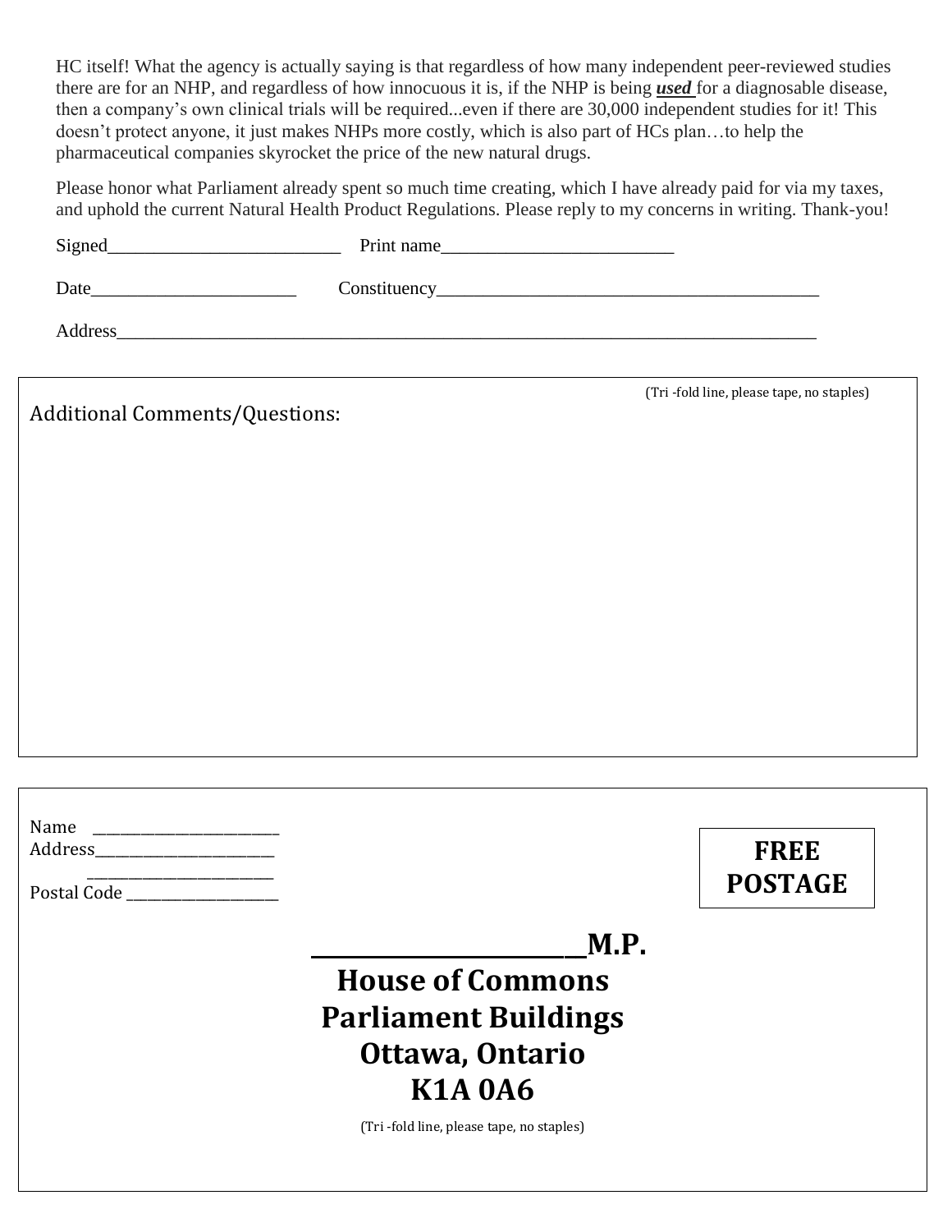HC itself! What the agency is actually saying is that regardless of how many independent peer-reviewed studies there are for an NHP, and regardless of how innocuous it is, if the NHP is being ***used*** for a diagnosable disease, then a company's own clinical trials will be required...even if there are 30,000 independent studies for it! This doesn't protect anyone, it just makes NHPs more costly, which is also part of HCs plan…to help the pharmaceutical companies skyrocket the price of the new natural drugs.

Please honor what Parliament already spent so much time creating, which I have already paid for via my taxes, and uphold the current Natural Health Product Regulations. Please reply to my concerns in writing. Thank-you!

Signed__________________________ Print name__________________________

Date______________________ Constituency__________________________________________

Address_____________________________________________________________________________

(Tri -fold line, please tape, no staples)

Additional Comments/Questions:

Name ________________________

Address______________________

______________________

Postal Code ___________________

**FREE POSTAGE**

**__________________________M.P.**

**House of Commons**

**Parliament Buildings**

**Ottawa, Ontario**

**K1A 0A6**

(Tri -fold line, please tape, no staples)